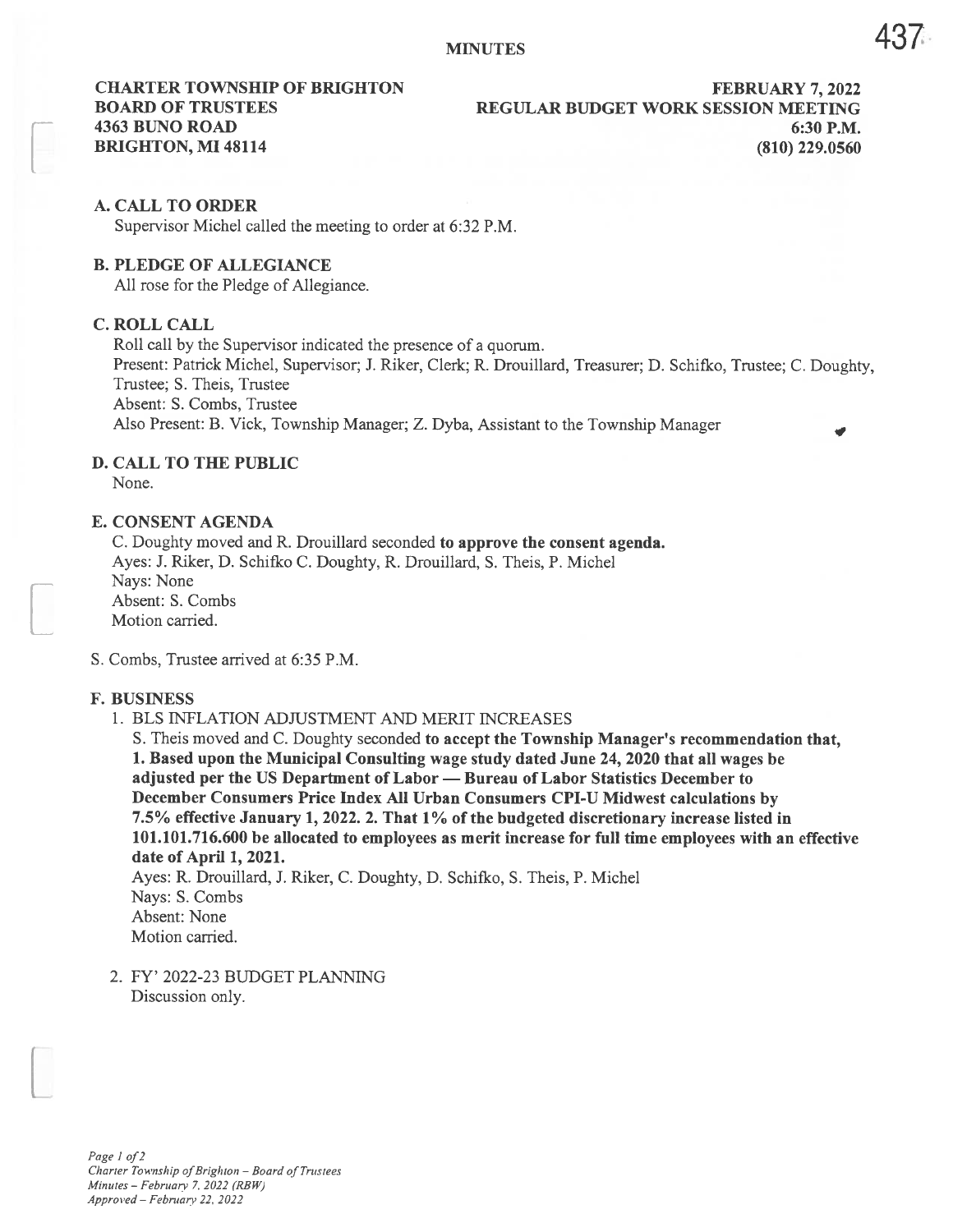# MINUTES

**CHARTER TOWNSHIP OF BRIGHTON**
**BOARD OF TRUSTEES**
**4363 BUNO ROAD**
**BRIGHTON, MI 48114**

**FEBRUARY 7, 2022**
**REGULAR BUDGET WORK SESSION MEETING**
**6:30 P.M.**
**(810) 229.0560**

## A. CALL TO ORDER

Supervisor Michel called the meeting to order at 6:32 P.M.

## B. PLEDGE OF ALLEGIANCE

All rose for the Pledge of Allegiance.

## C. ROLL CALL

Roll call by the Supervisor indicated the presence of a quorum.
Present: Patrick Michel, Supervisor; J. Riker, Clerk; R. Drouillard, Treasurer; D. Schifko, Trustee; C. Doughty, Trustee; S. Theis, Trustee
Absent: S. Combs, Trustee
Also Present: B. Vick, Township Manager; Z. Dyba, Assistant to the Township Manager

## D. CALL TO THE PUBLIC

None.

## E. CONSENT AGENDA

C. Doughty moved and R. Drouillard seconded **to approve the consent agenda.**
Ayes: J. Riker, D. Schifko C. Doughty, R. Drouillard, S. Theis, P. Michel
Nays: None
Absent: S. Combs
Motion carried.

S. Combs, Trustee arrived at 6:35 P.M.

## F. BUSINESS

1. BLS INFLATION ADJUSTMENT AND MERIT INCREASES

   S. Theis moved and C. Doughty seconded **to accept the Township Manager's recommendation that, 1. Based upon the Municipal Consulting wage study dated June 24, 2020 that all wages be adjusted per the US Department of Labor — Bureau of Labor Statistics December to December Consumers Price Index All Urban Consumers CPI-U Midwest calculations by 7.5% effective January 1, 2022. 2. That 1% of the budgeted discretionary increase listed in 101.101.716.600 be allocated to employees as merit increase for full time employees with an effective date of April 1, 2021.**
   Ayes: R. Drouillard, J. Riker, C. Doughty, D. Schifko, S. Theis, P. Michel
   Nays: S. Combs
   Absent: None
   Motion carried.

2. FY' 2022-23 BUDGET PLANNING

   Discussion only.

*Charter Township of Brighton – Board of Trustees*
*Minutes – February 7, 2022 (RBW)*
*Approved – February 22, 2022*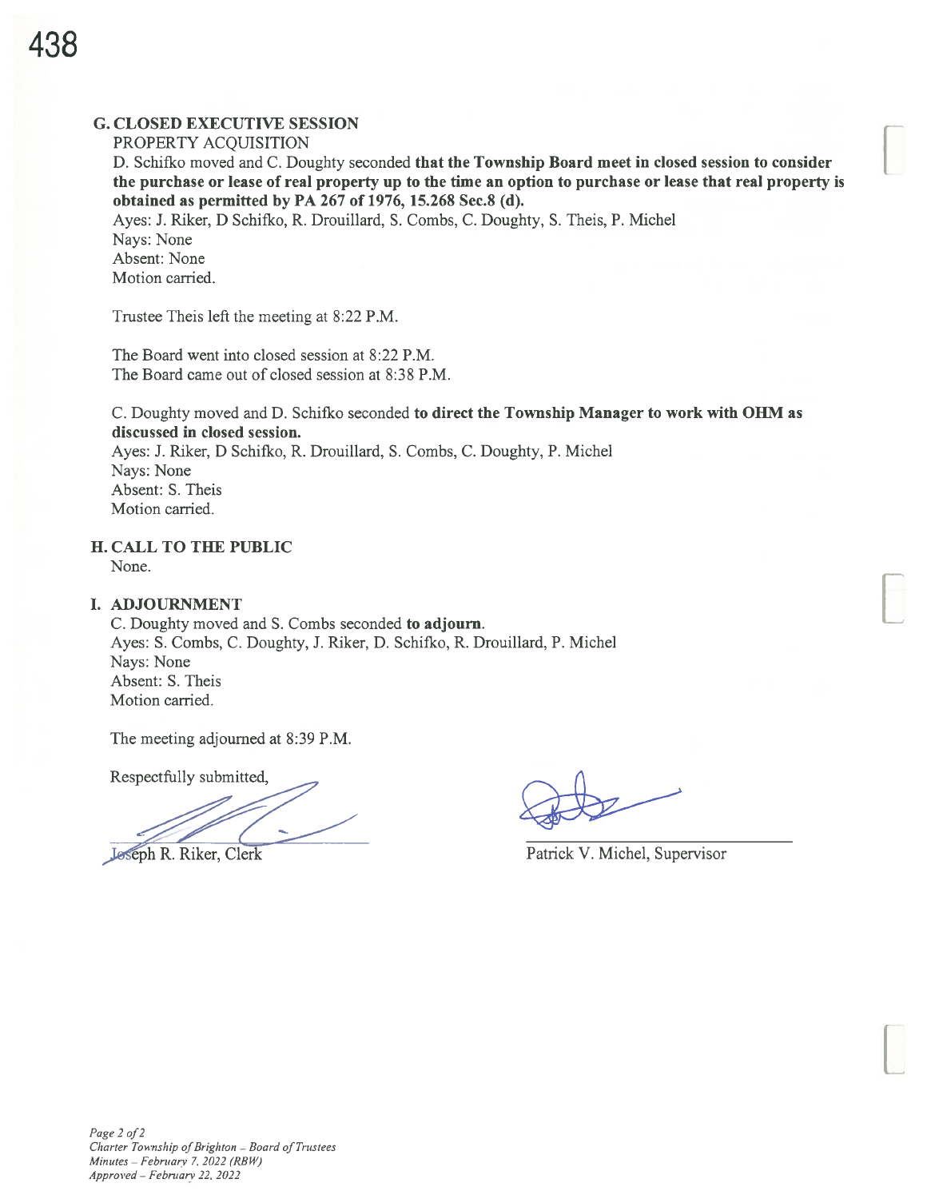## G. CLOSED EXECUTIVE SESSION

PROPERTY ACQUISITION

D. Schifko moved and C. Doughty seconded **that the Township Board meet in closed session to consider the purchase or lease of real property up to the time an option to purchase or lease that real property is obtained as permitted by PA 267 of 1976, 15.268 Sec.8 (d).**

Ayes: J. Riker, D Schifko, R. Drouillard, S. Combs, C. Doughty, S. Theis, P. Michel
Nays: None
Absent: None
Motion carried.

Trustee Theis left the meeting at 8:22 P.M.

The Board went into closed session at 8:22 P.M.
The Board came out of closed session at 8:38 P.M.

C. Doughty moved and D. Schifko seconded **to direct the Township Manager to work with OHM as discussed in closed session.**

Ayes: J. Riker, D Schifko, R. Drouillard, S. Combs, C. Doughty, P. Michel
Nays: None
Absent: S. Theis
Motion carried.

## H. CALL TO THE PUBLIC

None.

## I. ADJOURNMENT

C. Doughty moved and S. Combs seconded **to adjourn**.

Ayes: S. Combs, C. Doughty, J. Riker, D. Schifko, R. Drouillard, P. Michel
Nays: None
Absent: S. Theis
Motion carried.

The meeting adjourned at 8:39 P.M.

Respectfully submitted,

Joseph R. Riker, Clerk

Patrick V. Michel, Supervisor

*Page 2 of 2*
*Charter Township of Brighton – Board of Trustees*
*Minutes – February 7, 2022 (RBW)*
*Approved – February 22, 2022*